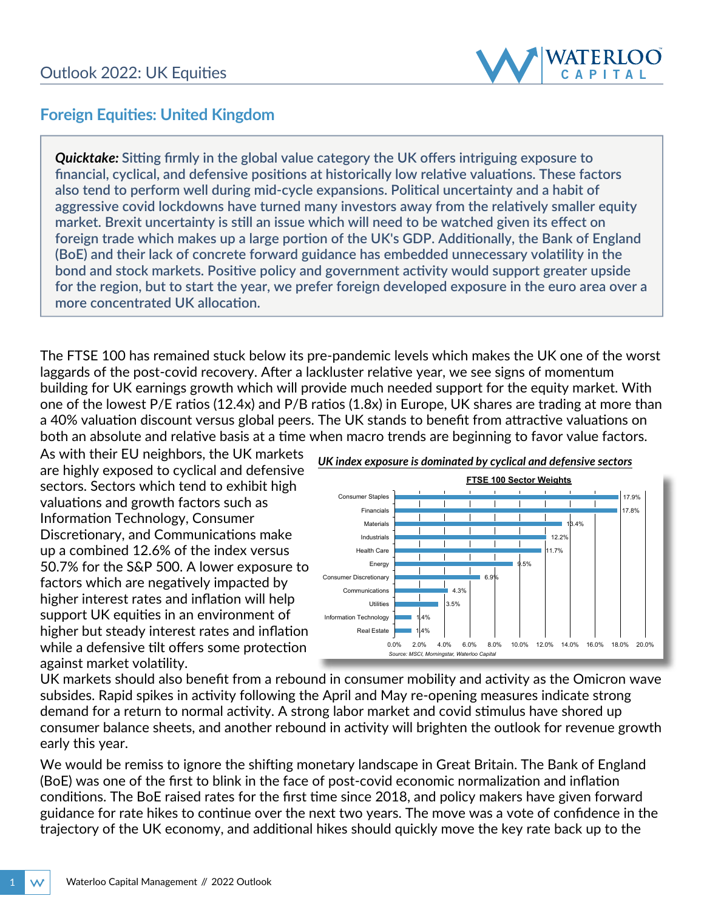## Foreign Equities: United Kingdom

***Quicktake:*** **Sitting firmly in the global value category the UK offers intriguing exposure to financial, cyclical, and defensive positions at historically low relative valuations. These factors also tend to perform well during mid-cycle expansions. Political uncertainty and a habit of aggressive covid lockdowns have turned many investors away from the relatively smaller equity market. Brexit uncertainty is still an issue which will need to be watched given its effect on foreign trade which makes up a large portion of the UK's GDP. Additionally, the Bank of England (BoE) and their lack of concrete forward guidance has embedded unnecessary volatility in the bond and stock markets. Positive policy and government activity would support greater upside for the region, but to start the year, we prefer foreign developed exposure in the euro area over a more concentrated UK allocation.**

The FTSE 100 has remained stuck below its pre-pandemic levels which makes the UK one of the worst laggards of the post-covid recovery. After a lackluster relative year, we see signs of momentum building for UK earnings growth which will provide much needed support for the equity market. With one of the lowest P/E ratios (12.4x) and P/B ratios (1.8x) in Europe, UK shares are trading at more than a 40% valuation discount versus global peers. The UK stands to benefit from attractive valuations on both an absolute and relative basis at a time when macro trends are beginning to favor value factors.

As with their EU neighbors, the UK markets are highly exposed to cyclical and defensive sectors. Sectors which tend to exhibit high valuations and growth factors such as Information Technology, Consumer Discretionary, and Communications make up a combined 12.6% of the index versus 50.7% for the S&P 500. A lower exposure to factors which are negatively impacted by higher interest rates and inflation will help support UK equities in an environment of higher but steady interest rates and inflation while a defensive tilt offers some protection against market volatility.

***UK index exposure is dominated by cyclical and defensive sectors***

**FTSE 100 Sector Weights**

| Sector | Weight |
|---|---|
| Consumer Staples | 17.9% |
| Financials | 17.8% |
| Materials | 13.4% |
| Industrials | 12.2% |
| Health Care | 11.7% |
| Energy | 9.5% |
| Consumer Discretionary | 6.9% |
| Communications | 4.3% |
| Utilities | 3.5% |
| Information Technology | 1.4% |
| Real Estate | 1.4% |

*Source: MSCI, Morningstar, Waterloo Capital*

UK markets should also benefit from a rebound in consumer mobility and activity as the Omicron wave subsides. Rapid spikes in activity following the April and May re-opening measures indicate strong demand for a return to normal activity. A strong labor market and covid stimulus have shored up consumer balance sheets, and another rebound in activity will brighten the outlook for revenue growth early this year.

We would be remiss to ignore the shifting monetary landscape in Great Britain. The Bank of England (BoE) was one of the first to blink in the face of post-covid economic normalization and inflation conditions. The BoE raised rates for the first time since 2018, and policy makers have given forward guidance for rate hikes to continue over the next two years. The move was a vote of confidence in the trajectory of the UK economy, and additional hikes should quickly move the key rate back up to the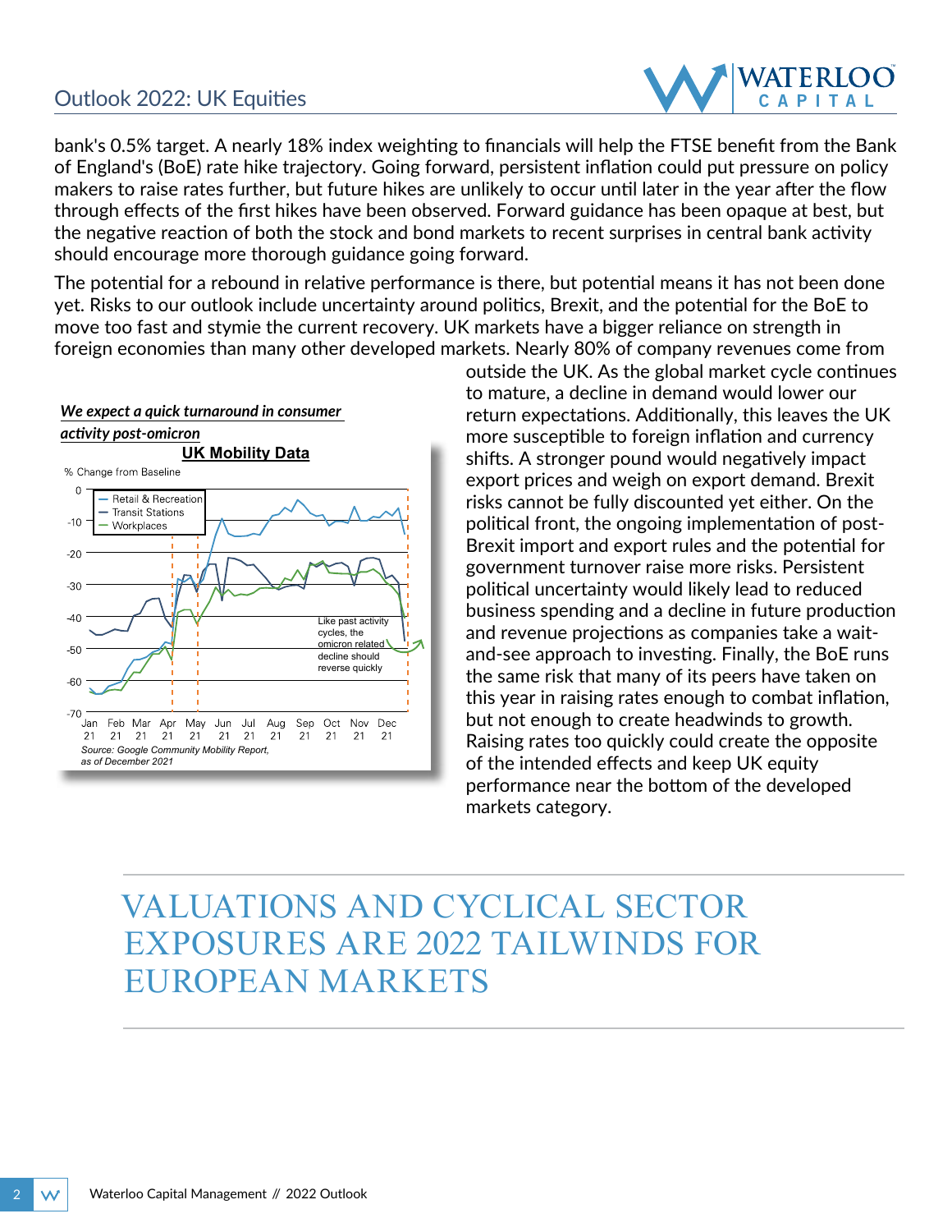bank's 0.5% target. A nearly 18% index weighting to financials will help the FTSE benefit from the Bank of England's (BoE) rate hike trajectory. Going forward, persistent inflation could put pressure on policy makers to raise rates further, but future hikes are unlikely to occur until later in the year after the flow through effects of the first hikes have been observed. Forward guidance has been opaque at best, but the negative reaction of both the stock and bond markets to recent surprises in central bank activity should encourage more thorough guidance going forward.

The potential for a rebound in relative performance is there, but potential means it has not been done yet. Risks to our outlook include uncertainty around politics, Brexit, and the potential for the BoE to move too fast and stymie the current recovery. UK markets have a bigger reliance on strength in foreign economies than many other developed markets. Nearly 80% of company revenues come from outside the UK. As the global market cycle continues to mature, a decline in demand would lower our return expectations. Additionally, this leaves the UK more susceptible to foreign inflation and currency shifts. A stronger pound would negatively impact export prices and weigh on export demand. Brexit risks cannot be fully discounted yet either. On the political front, the ongoing implementation of post-Brexit import and export rules and the potential for government turnover raise more risks. Persistent political uncertainty would likely lead to reduced business spending and a decline in future production and revenue projections as companies take a wait-and-see approach to investing. Finally, the BoE runs the same risk that many of its peers have taken on this year in raising rates enough to combat inflation, but not enough to create headwinds to growth. Raising rates too quickly could create the opposite of the intended effects and keep UK equity performance near the bottom of the developed markets category.

***We expect a quick turnaround in consumer activity post-omicron***

**UK Mobility Data**

Source: Google Community Mobility Report, as of December 2021

# VALUATIONS AND CYCLICAL SECTOR EXPOSURES ARE 2022 TAILWINDS FOR EUROPEAN MARKETS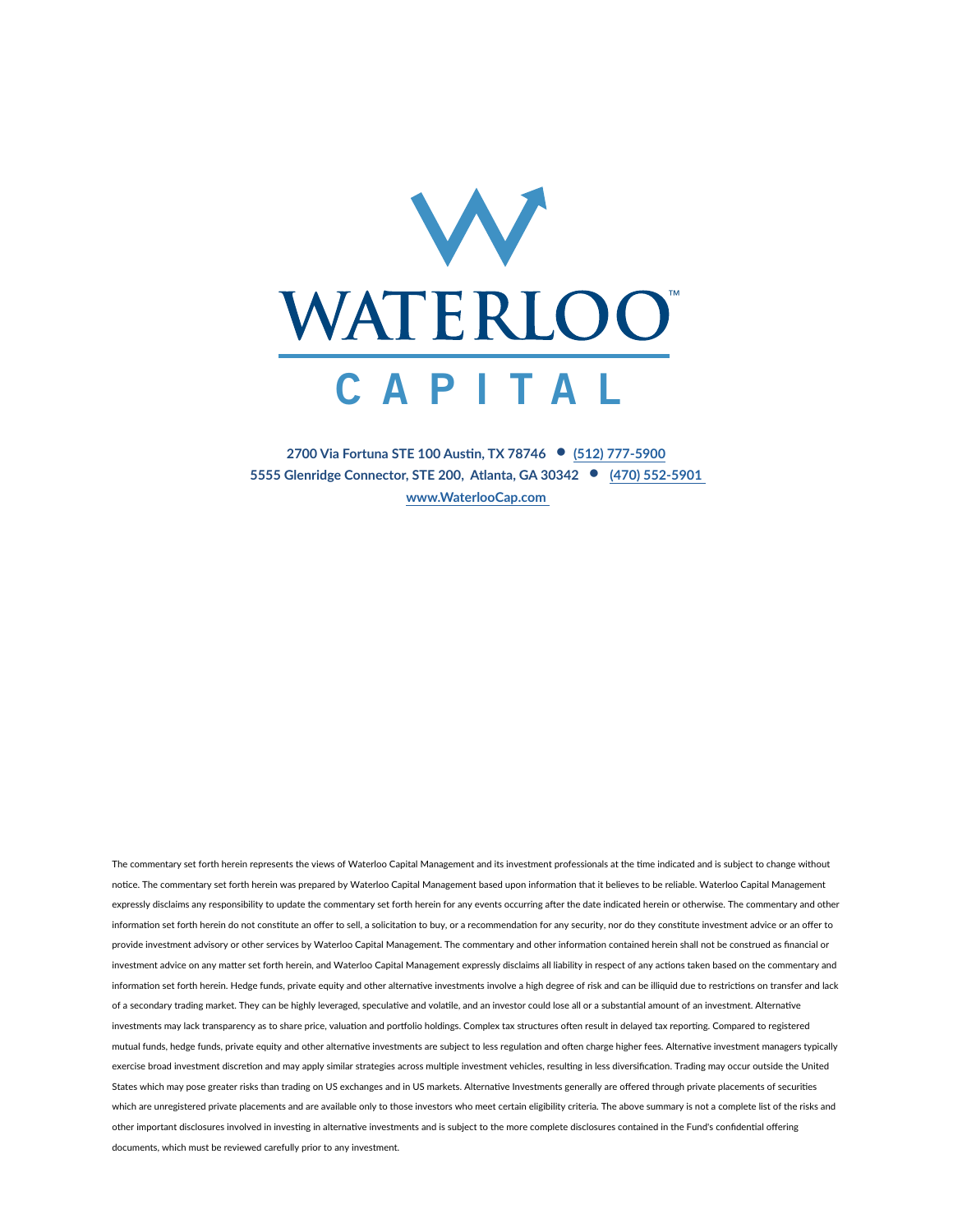WATERLOO™

CAPITAL

**2700 Via Fortuna STE 100 Austin, TX 78746 • (512) 777-5900**
**5555 Glenridge Connector, STE 200, Atlanta, GA 30342 • (470) 552-5901**
**www.WaterlooCap.com**

The commentary set forth herein represents the views of Waterloo Capital Management and its investment professionals at the time indicated and is subject to change without notice. The commentary set forth herein was prepared by Waterloo Capital Management based upon information that it believes to be reliable. Waterloo Capital Management expressly disclaims any responsibility to update the commentary set forth herein for any events occurring after the date indicated herein or otherwise. The commentary and other information set forth herein do not constitute an offer to sell, a solicitation to buy, or a recommendation for any security, nor do they constitute investment advice or an offer to provide investment advisory or other services by Waterloo Capital Management. The commentary and other information contained herein shall not be construed as financial or investment advice on any matter set forth herein, and Waterloo Capital Management expressly disclaims all liability in respect of any actions taken based on the commentary and information set forth herein. Hedge funds, private equity and other alternative investments involve a high degree of risk and can be illiquid due to restrictions on transfer and lack of a secondary trading market. They can be highly leveraged, speculative and volatile, and an investor could lose all or a substantial amount of an investment. Alternative investments may lack transparency as to share price, valuation and portfolio holdings. Complex tax structures often result in delayed tax reporting. Compared to registered mutual funds, hedge funds, private equity and other alternative investments are subject to less regulation and often charge higher fees. Alternative investment managers typically exercise broad investment discretion and may apply similar strategies across multiple investment vehicles, resulting in less diversification. Trading may occur outside the United States which may pose greater risks than trading on US exchanges and in US markets. Alternative Investments generally are offered through private placements of securities which are unregistered private placements and are available only to those investors who meet certain eligibility criteria. The above summary is not a complete list of the risks and other important disclosures involved in investing in alternative investments and is subject to the more complete disclosures contained in the Fund's confidential offering documents, which must be reviewed carefully prior to any investment.